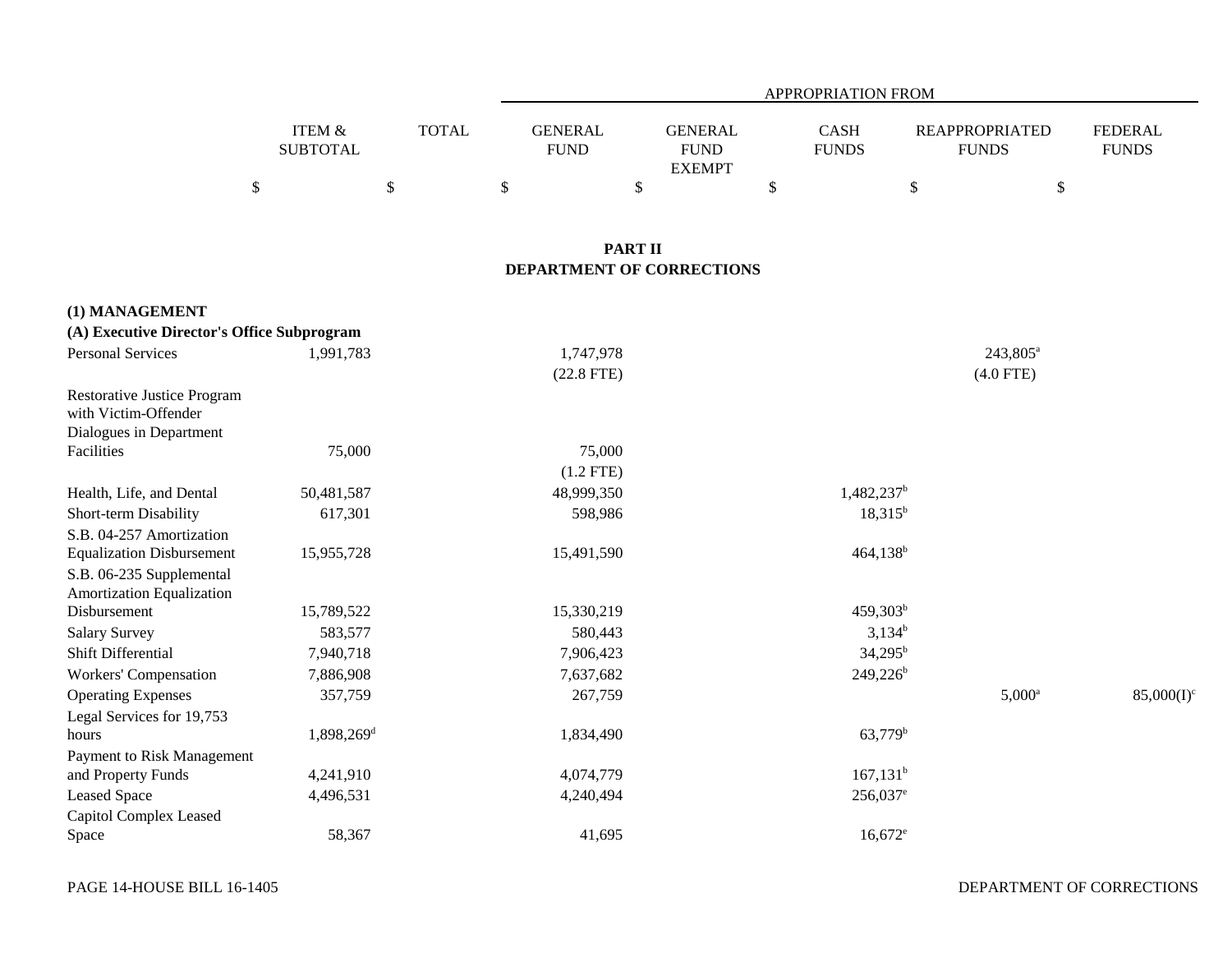| | ITEM & SUBTOTAL | TOTAL | APPROPRIATION FROM GENERAL FUND | GENERAL FUND EXEMPT | CASH FUNDS | REAPPROPRIATED FUNDS | FEDERAL FUNDS |
|---|---|---|---|---|---|---|---|
| | $ | $ | $ | $ | $ | $ | $ |

## PART II
## DEPARTMENT OF CORRECTIONS

### (1) MANAGEMENT
### (A) Executive Director's Office Subprogram

| | ITEM & SUBTOTAL | TOTAL | GENERAL FUND | GENERAL FUND EXEMPT | CASH FUNDS | REAPPROPRIATED FUNDS | FEDERAL FUNDS |
|---|---|---|---|---|---|---|---|
| Personal Services | 1,991,783 | | 1,747,978 (22.8 FTE) | | | 243,805[a] (4.0 FTE) | |
| Restorative Justice Program with Victim-Offender Dialogues in Department Facilities | 75,000 | | 75,000 (1.2 FTE) | | | | |
| Health, Life, and Dental | 50,481,587 | | 48,999,350 | | 1,482,237[b] | | |
| Short-term Disability | 617,301 | | 598,986 | | 18,315[b] | | |
| S.B. 04-257 Amortization Equalization Disbursement | 15,955,728 | | 15,491,590 | | 464,138[b] | | |
| S.B. 06-235 Supplemental Amortization Equalization Disbursement | 15,789,522 | | 15,330,219 | | 459,303[b] | | |
| Salary Survey | 583,577 | | 580,443 | | 3,134[b] | | |
| Shift Differential | 7,940,718 | | 7,906,423 | | 34,295[b] | | |
| Workers' Compensation | 7,886,908 | | 7,637,682 | | 249,226[b] | | |
| Operating Expenses | 357,759 | | 267,759 | | | 5,000[a] | 85,000(I)[c] |
| Legal Services for 19,753 hours | 1,898,269[d] | | 1,834,490 | | 63,779[b] | | |
| Payment to Risk Management and Property Funds | 4,241,910 | | 4,074,779 | | 167,131[b] | | |
| Leased Space | 4,496,531 | | 4,240,494 | | 256,037[e] | | |
| Capitol Complex Leased Space | 58,367 | | 41,695 | | 16,672[e] | | |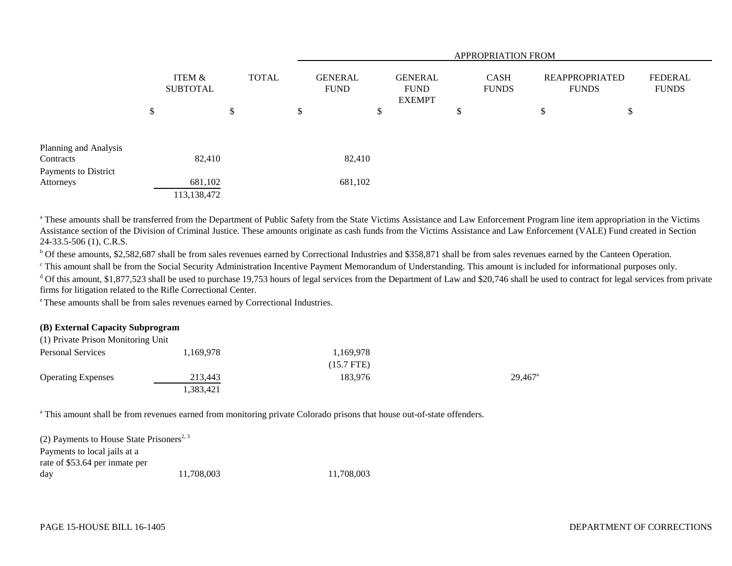| | ITEM & SUBTOTAL | TOTAL | APPROPRIATION FROM | | | | |
|---|---|---|---|---|---|---|---|
| | | | GENERAL FUND | GENERAL FUND EXEMPT | CASH FUNDS | REAPPROPRIATED FUNDS | FEDERAL FUNDS |
| | $ | $ | $ | $ | $ | $ | $ |
| Planning and Analysis Contracts | 82,410 | | 82,410 | | | | |
| Payments to District Attorneys | 681,102 | | 681,102 | | | | |
| | 113,138,472 | | | | | | |

[a] These amounts shall be transferred from the Department of Public Safety from the State Victims Assistance and Law Enforcement Program line item appropriation in the Victims Assistance section of the Division of Criminal Justice. These amounts originate as cash funds from the Victims Assistance and Law Enforcement (VALE) Fund created in Section 24-33.5-506 (1), C.R.S.

[b] Of these amounts, $2,582,687 shall be from sales revenues earned by Correctional Industries and $358,871 shall be from sales revenues earned by the Canteen Operation.

[c] This amount shall be from the Social Security Administration Incentive Payment Memorandum of Understanding. This amount is included for informational purposes only.

[d] Of this amount, $1,877,523 shall be used to purchase 19,753 hours of legal services from the Department of Law and $20,746 shall be used to contract for legal services from private firms for litigation related to the Rifle Correctional Center.

[e] These amounts shall be from sales revenues earned by Correctional Industries.

**(B) External Capacity Subprogram**

| | ITEM & SUBTOTAL | TOTAL | GENERAL FUND | GENERAL FUND EXEMPT | CASH FUNDS | REAPPROPRIATED FUNDS | FEDERAL FUNDS |
|---|---|---|---|---|---|---|---|
| (1) Private Prison Monitoring Unit | | | | | | | |
| Personal Services | 1,169,978 | | 1,169,978 | | | | |
| | | | (15.7 FTE) | | | | |
| Operating Expenses | 213,443 | | 183,976 | | 29,467[a] | | |
| | 1,383,421 | | | | | | |

[a] This amount shall be from revenues earned from monitoring private Colorado prisons that house out-of-state offenders.

| | ITEM & SUBTOTAL | TOTAL | GENERAL FUND | GENERAL FUND EXEMPT | CASH FUNDS | REAPPROPRIATED FUNDS | FEDERAL FUNDS |
|---|---|---|---|---|---|---|---|
| (2) Payments to House State Prisoners[2, 3] | | | | | | | |
| Payments to local jails at a rate of $53.64 per inmate per day | 11,708,003 | | 11,708,003 | | | | |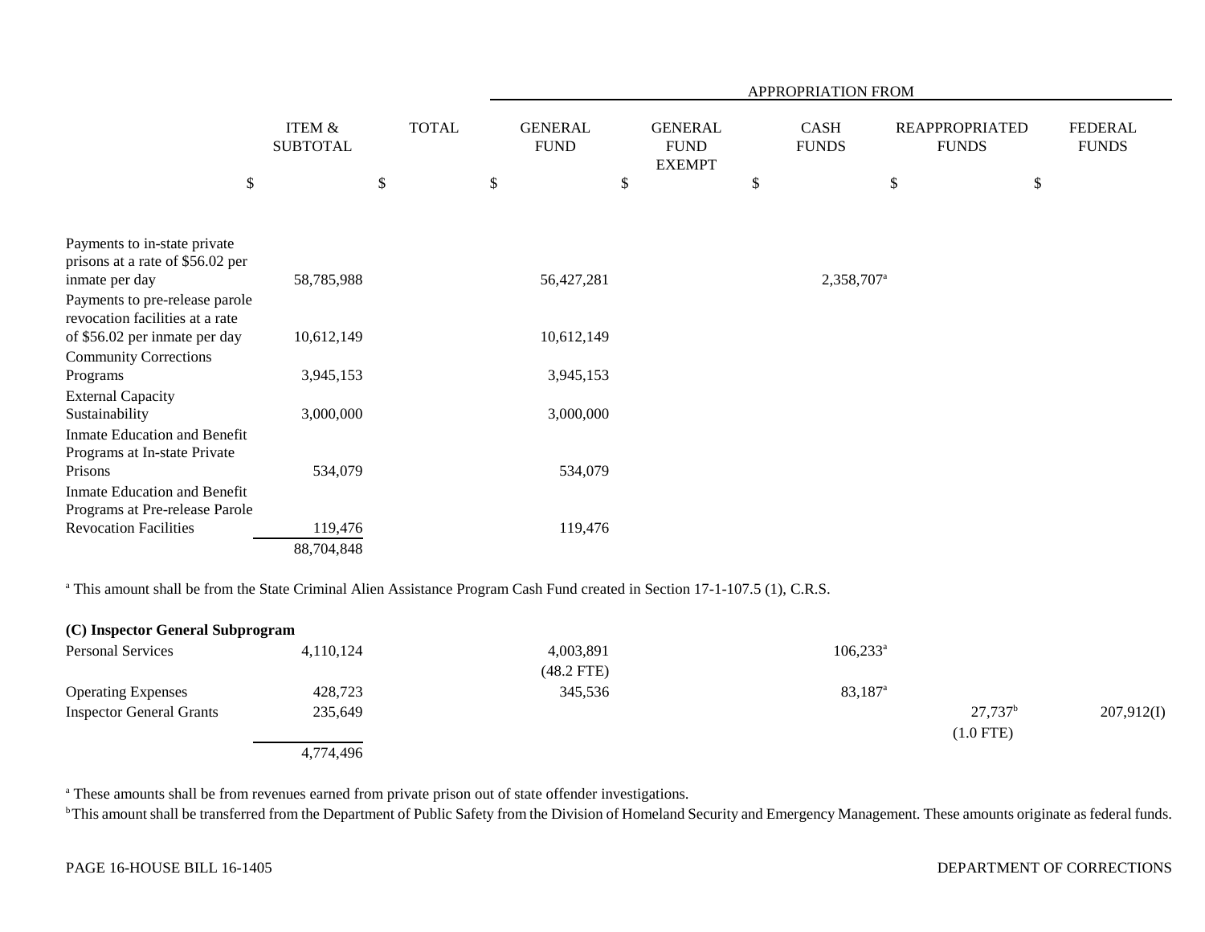| | ITEM & SUBTOTAL | TOTAL | GENERAL FUND | GENERAL FUND EXEMPT | CASH FUNDS | REAPPROPRIATED FUNDS | FEDERAL FUNDS |
|---|---|---|---|---|---|---|---|
| | | | APPROPRIATION FROM | | | | |
| | $ | $ | $ | $ | $ | $ | $ |
| Payments to in-state private prisons at a rate of $56.02 per inmate per day | 58,785,988 | | 56,427,281 | | 2,358,707[a] | | |
| Payments to pre-release parole revocation facilities at a rate of $56.02 per inmate per day | 10,612,149 | | 10,612,149 | | | | |
| Community Corrections Programs | 3,945,153 | | 3,945,153 | | | | |
| External Capacity Sustainability | 3,000,000 | | 3,000,000 | | | | |
| Inmate Education and Benefit Programs at In-state Private Prisons | 534,079 | | 534,079 | | | | |
| Inmate Education and Benefit Programs at Pre-release Parole Revocation Facilities | 119,476 | | 119,476 | | | | |
| | 88,704,848 | | | | | | |

[a] This amount shall be from the State Criminal Alien Assistance Program Cash Fund created in Section 17-1-107.5 (1), C.R.S.

**(C) Inspector General Subprogram**

| | ITEM & SUBTOTAL | TOTAL | GENERAL FUND | GENERAL FUND EXEMPT | CASH FUNDS | REAPPROPRIATED FUNDS | FEDERAL FUNDS |
|---|---|---|---|---|---|---|---|
| Personal Services | 4,110,124 | | 4,003,891 (48.2 FTE) | | 106,233[a] | | |
| Operating Expenses | 428,723 | | 345,536 | | 83,187[a] | | |
| Inspector General Grants | 235,649 | | | | | 27,737[b] (1.0 FTE) | 207,912(I) |
| | 4,774,496 | | | | | | |

[a] These amounts shall be from revenues earned from private prison out of state offender investigations.

[b] This amount shall be transferred from the Department of Public Safety from the Division of Homeland Security and Emergency Management. These amounts originate as federal funds.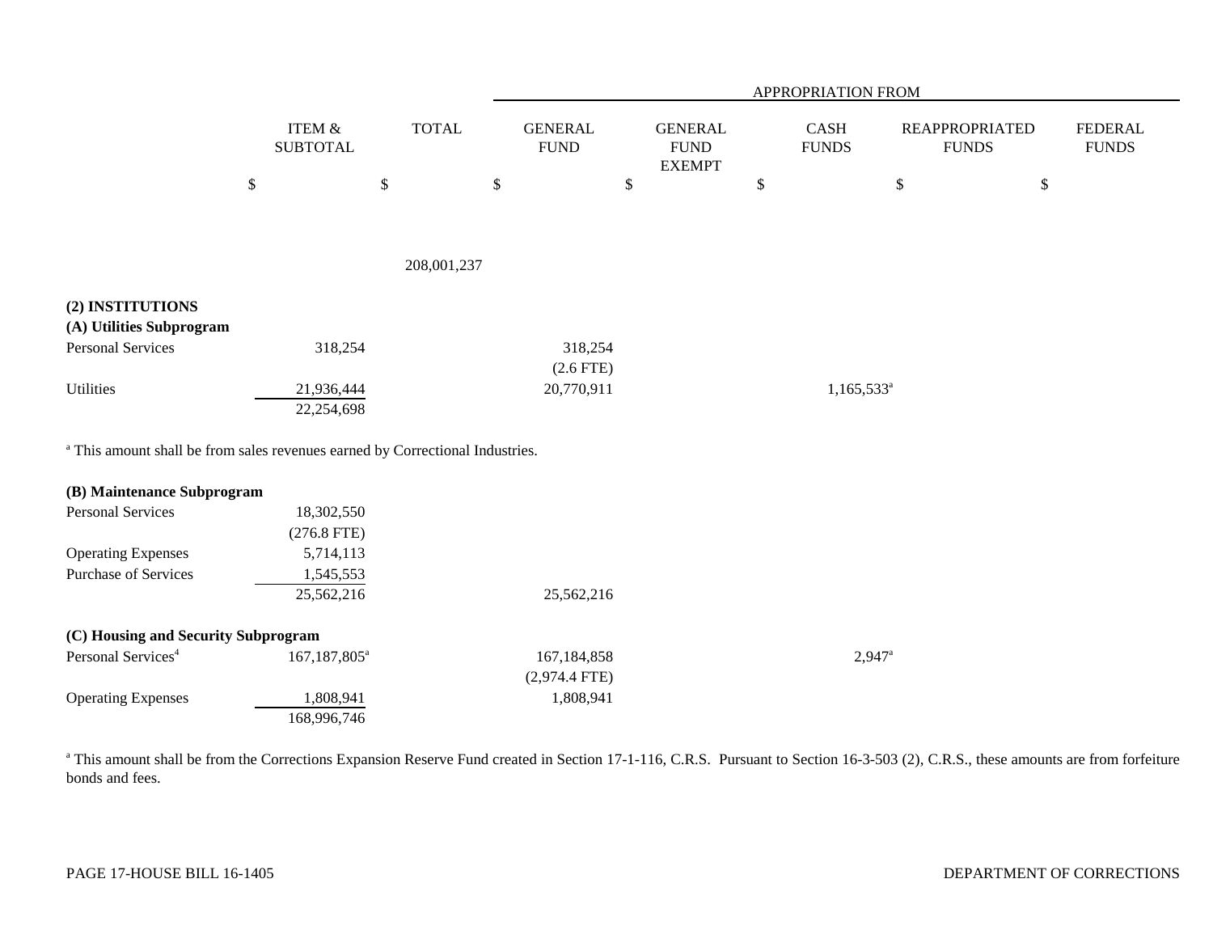| | ITEM & SUBTOTAL | TOTAL | GENERAL FUND | GENERAL FUND EXEMPT | CASH FUNDS | REAPPROPRIATED FUNDS | FEDERAL FUNDS |
|---|---|---|---|---|---|---|---|
| | | | APPROPRIATION FROM | | | | |
| | $ | $ | $ | $ | $ | $ | $ |
| | | 208,001,237 | | | | | |
| **(2) INSTITUTIONS** | | | | | | | |
| **(A) Utilities Subprogram** | | | | | | | |
| Personal Services | 318,254 | | 318,254 (2.6 FTE) | | | | |
| Utilities | 21,936,444 | | 20,770,911 | | 1,165,533[a] | | |
| | 22,254,698 | | | | | | |

[a] This amount shall be from sales revenues earned by Correctional Industries.

| | ITEM & SUBTOTAL | TOTAL | GENERAL FUND | GENERAL FUND EXEMPT | CASH FUNDS | REAPPROPRIATED FUNDS | FEDERAL FUNDS |
|---|---|---|---|---|---|---|---|
| **(B) Maintenance Subprogram** | | | | | | | |
| Personal Services | 18,302,550 (276.8 FTE) | | | | | | |
| Operating Expenses | 5,714,113 | | | | | | |
| Purchase of Services | 1,545,553 | | | | | | |
| | 25,562,216 | | 25,562,216 | | | | |
| **(C) Housing and Security Subprogram** | | | | | | | |
| Personal Services[4] | 167,187,805[a] | | 167,184,858 (2,974.4 FTE) | | 2,947[a] | | |
| Operating Expenses | 1,808,941 | | 1,808,941 | | | | |
| | 168,996,746 | | | | | | |

[a] This amount shall be from the Corrections Expansion Reserve Fund created in Section 17-1-116, C.R.S. Pursuant to Section 16-3-503 (2), C.R.S., these amounts are from forfeiture bonds and fees.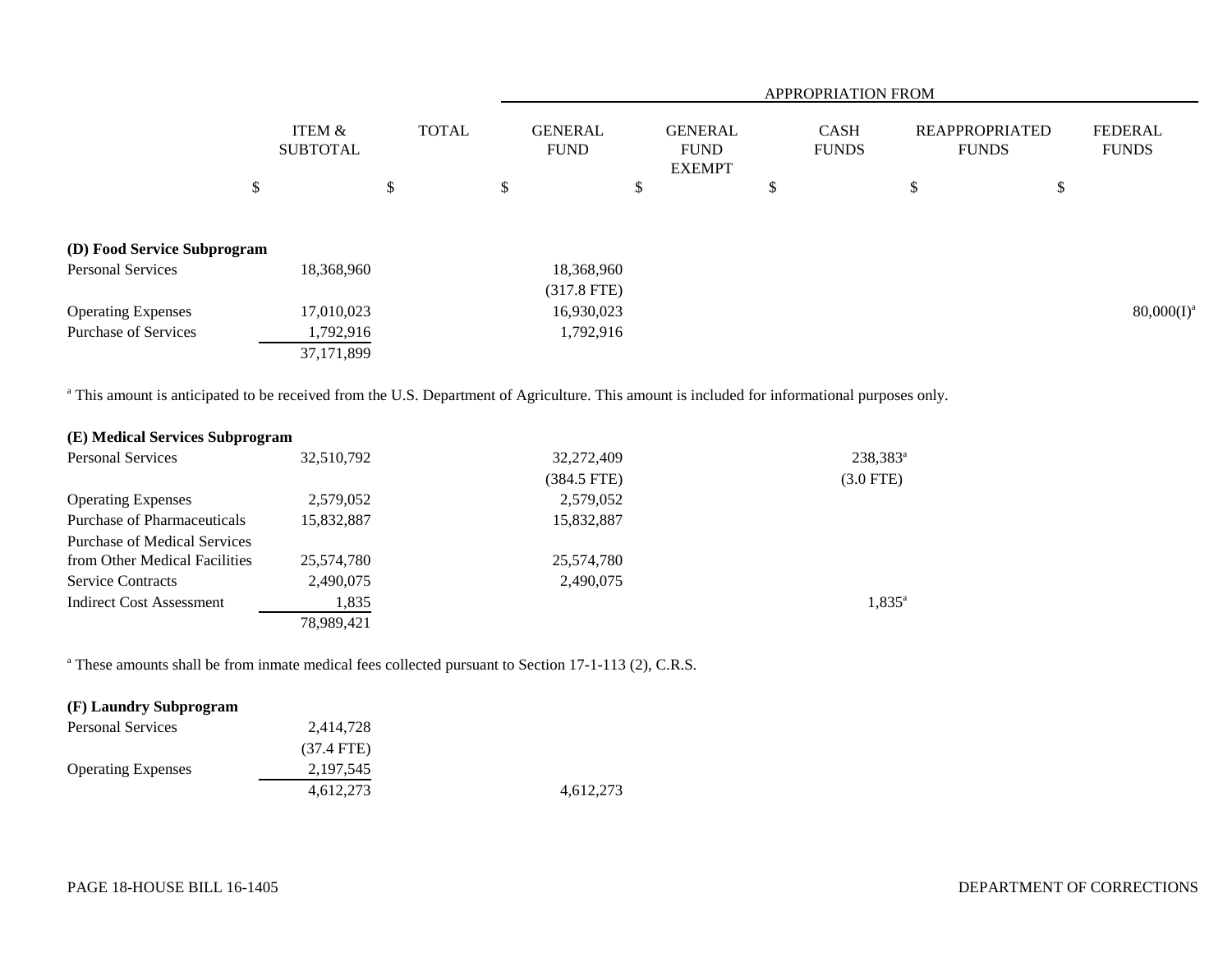| | ITEM & SUBTOTAL | TOTAL | GENERAL FUND | GENERAL FUND EXEMPT | CASH FUNDS | REAPPROPRIATED FUNDS | FEDERAL FUNDS |
|---|---|---|---|---|---|---|---|
| | | | APPROPRIATION FROM | | | | |
| | $ | $ | $ | $ | $ | $ | $ |
| **(D) Food Service Subprogram** | | | | | | | |
| Personal Services | 18,368,960 | | 18,368,960 | | | | |
| | | | (317.8 FTE) | | | | |
| Operating Expenses | 17,010,023 | | 16,930,023 | | | | 80,000(I)[a] |
| Purchase of Services | 1,792,916 | | 1,792,916 | | | | |
| | 37,171,899 | | | | | | |

[a] This amount is anticipated to be received from the U.S. Department of Agriculture. This amount is included for informational purposes only.

| | ITEM & SUBTOTAL | TOTAL | GENERAL FUND | GENERAL FUND EXEMPT | CASH FUNDS | REAPPROPRIATED FUNDS | FEDERAL FUNDS |
|---|---|---|---|---|---|---|---|
| **(E) Medical Services Subprogram** | | | | | | | |
| Personal Services | 32,510,792 | | 32,272,409 | | 238,383[a] | | |
| | | | (384.5 FTE) | | (3.0 FTE) | | |
| Operating Expenses | 2,579,052 | | 2,579,052 | | | | |
| Purchase of Pharmaceuticals | 15,832,887 | | 15,832,887 | | | | |
| Purchase of Medical Services from Other Medical Facilities | 25,574,780 | | 25,574,780 | | | | |
| Service Contracts | 2,490,075 | | 2,490,075 | | | | |
| Indirect Cost Assessment | 1,835 | | | | 1,835[a] | | |
| | 78,989,421 | | | | | | |

[a] These amounts shall be from inmate medical fees collected pursuant to Section 17-1-113 (2), C.R.S.

| | ITEM & SUBTOTAL | TOTAL | GENERAL FUND | GENERAL FUND EXEMPT | CASH FUNDS | REAPPROPRIATED FUNDS | FEDERAL FUNDS |
|---|---|---|---|---|---|---|---|
| **(F) Laundry Subprogram** | | | | | | | |
| Personal Services | 2,414,728 | | | | | | |
| | (37.4 FTE) | | | | | | |
| Operating Expenses | 2,197,545 | | | | | | |
| | 4,612,273 | | 4,612,273 | | | | |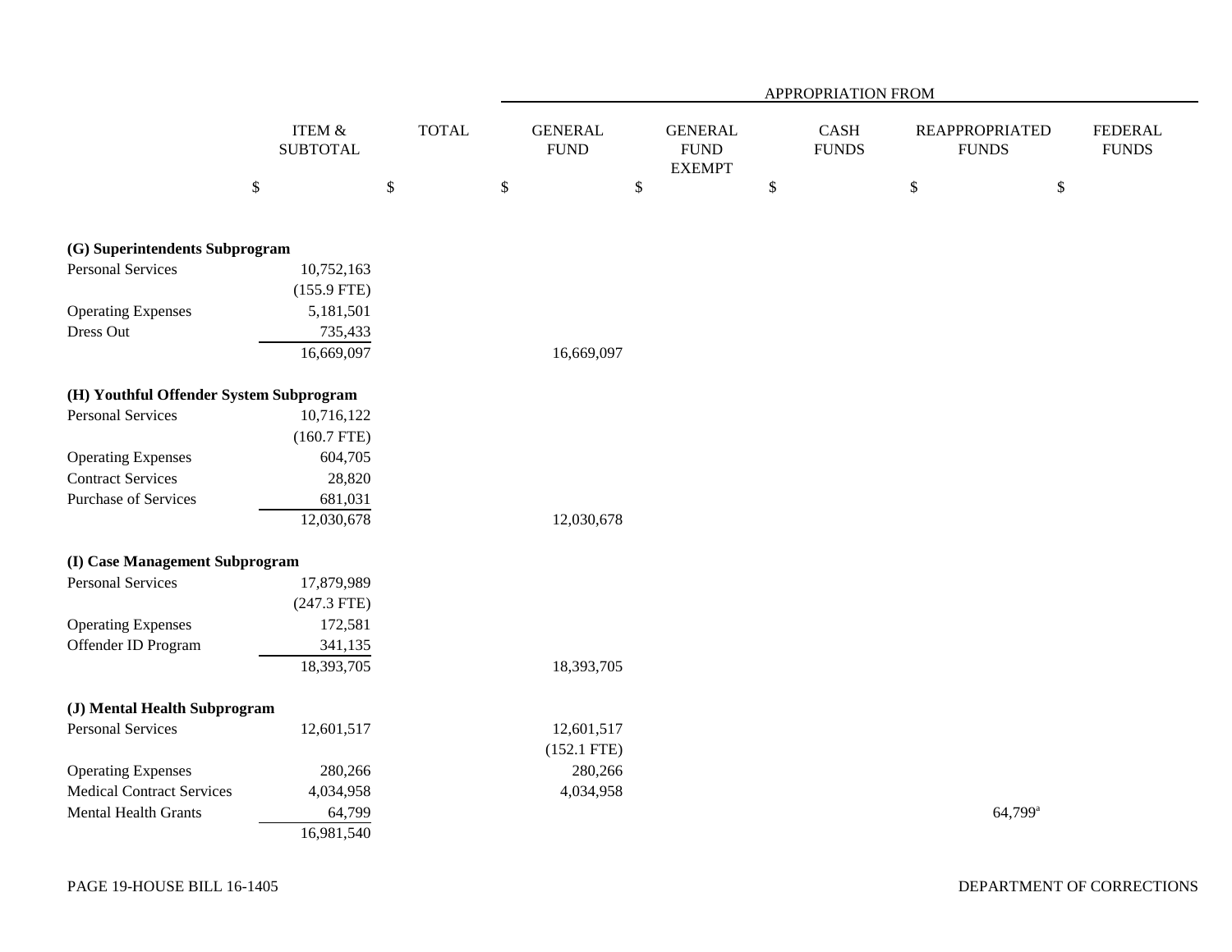| | ITEM & SUBTOTAL | TOTAL | APPROPRIATION FROM GENERAL FUND | GENERAL FUND EXEMPT | CASH FUNDS | REAPPROPRIATED FUNDS | FEDERAL FUNDS |
|---|---|---|---|---|---|---|---|
| | $ | $ | $ | $ | $ | $ | $ |
| **(G) Superintendents Subprogram** | | | | | | | |
| Personal Services | 10,752,163 | | | | | | |
| | (155.9 FTE) | | | | | | |
| Operating Expenses | 5,181,501 | | | | | | |
| Dress Out | 735,433 | | | | | | |
| | 16,669,097 | | 16,669,097 | | | | |
| **(H) Youthful Offender System Subprogram** | | | | | | | |
| Personal Services | 10,716,122 | | | | | | |
| | (160.7 FTE) | | | | | | |
| Operating Expenses | 604,705 | | | | | | |
| Contract Services | 28,820 | | | | | | |
| Purchase of Services | 681,031 | | | | | | |
| | 12,030,678 | | 12,030,678 | | | | |
| **(I) Case Management Subprogram** | | | | | | | |
| Personal Services | 17,879,989 | | | | | | |
| | (247.3 FTE) | | | | | | |
| Operating Expenses | 172,581 | | | | | | |
| Offender ID Program | 341,135 | | | | | | |
| | 18,393,705 | | 18,393,705 | | | | |
| **(J) Mental Health Subprogram** | | | | | | | |
| Personal Services | 12,601,517 | | 12,601,517 | | | | |
| | | | (152.1 FTE) | | | | |
| Operating Expenses | 280,266 | | 280,266 | | | | |
| Medical Contract Services | 4,034,958 | | 4,034,958 | | | | |
| Mental Health Grants | 64,799 | | | | | 64,799[a] | |
| | 16,981,540 | | | | | | |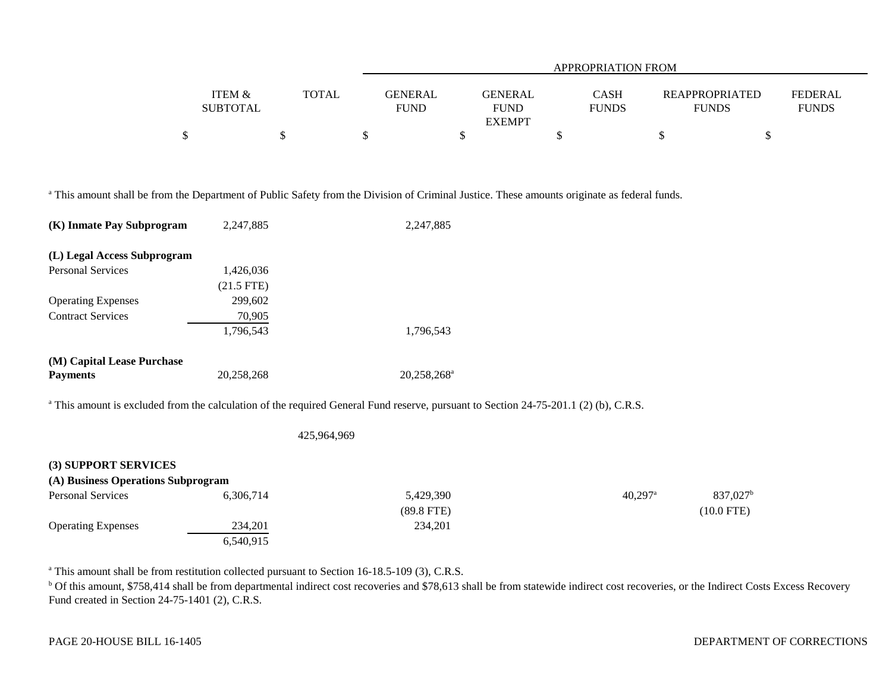| | ITEM & SUBTOTAL | TOTAL | GENERAL FUND | GENERAL FUND EXEMPT | CASH FUNDS | REAPPROPRIATED FUNDS | FEDERAL FUNDS |
|---|---|---|---|---|---|---|---|
| | $ | $ | $ | $ | $ | $ | $ |

[a] This amount shall be from the Department of Public Safety from the Division of Criminal Justice. These amounts originate as federal funds.

| | ITEM & SUBTOTAL | TOTAL | GENERAL FUND | GENERAL FUND EXEMPT | CASH FUNDS | REAPPROPRIATED FUNDS | FEDERAL FUNDS |
|---|---|---|---|---|---|---|---|
| **(K) Inmate Pay Subprogram** | 2,247,885 | | 2,247,885 | | | | |
| **(L) Legal Access Subprogram** | | | | | | | |
| Personal Services | 1,426,036 | | | | | | |
| | (21.5 FTE) | | | | | | |
| Operating Expenses | 299,602 | | | | | | |
| Contract Services | 70,905 | | | | | | |
| | 1,796,543 | | 1,796,543 | | | | |
| **(M) Capital Lease Purchase Payments** | 20,258,268 | | 20,258,268[a] | | | | |

[a] This amount is excluded from the calculation of the required General Fund reserve, pursuant to Section 24-75-201.1 (2) (b), C.R.S.

| | ITEM & SUBTOTAL | TOTAL | GENERAL FUND | GENERAL FUND EXEMPT | CASH FUNDS | REAPPROPRIATED FUNDS | FEDERAL FUNDS |
|---|---|---|---|---|---|---|---|
| | | 425,964,969 | | | | | |

**(3) SUPPORT SERVICES**

| | ITEM & SUBTOTAL | TOTAL | GENERAL FUND | GENERAL FUND EXEMPT | CASH FUNDS | REAPPROPRIATED FUNDS | FEDERAL FUNDS |
|---|---|---|---|---|---|---|---|
| **(A) Business Operations Subprogram** | | | | | | | |
| Personal Services | 6,306,714 | | 5,429,390 | | 40,297[a] | 837,027[b] | |
| | | | (89.8 FTE) | | | (10.0 FTE) | |
| Operating Expenses | 234,201 | | 234,201 | | | | |
| | 6,540,915 | | | | | | |

[a] This amount shall be from restitution collected pursuant to Section 16-18.5-109 (3), C.R.S.

[b] Of this amount, $758,414 shall be from departmental indirect cost recoveries and $78,613 shall be from statewide indirect cost recoveries, or the Indirect Costs Excess Recovery Fund created in Section 24-75-1401 (2), C.R.S.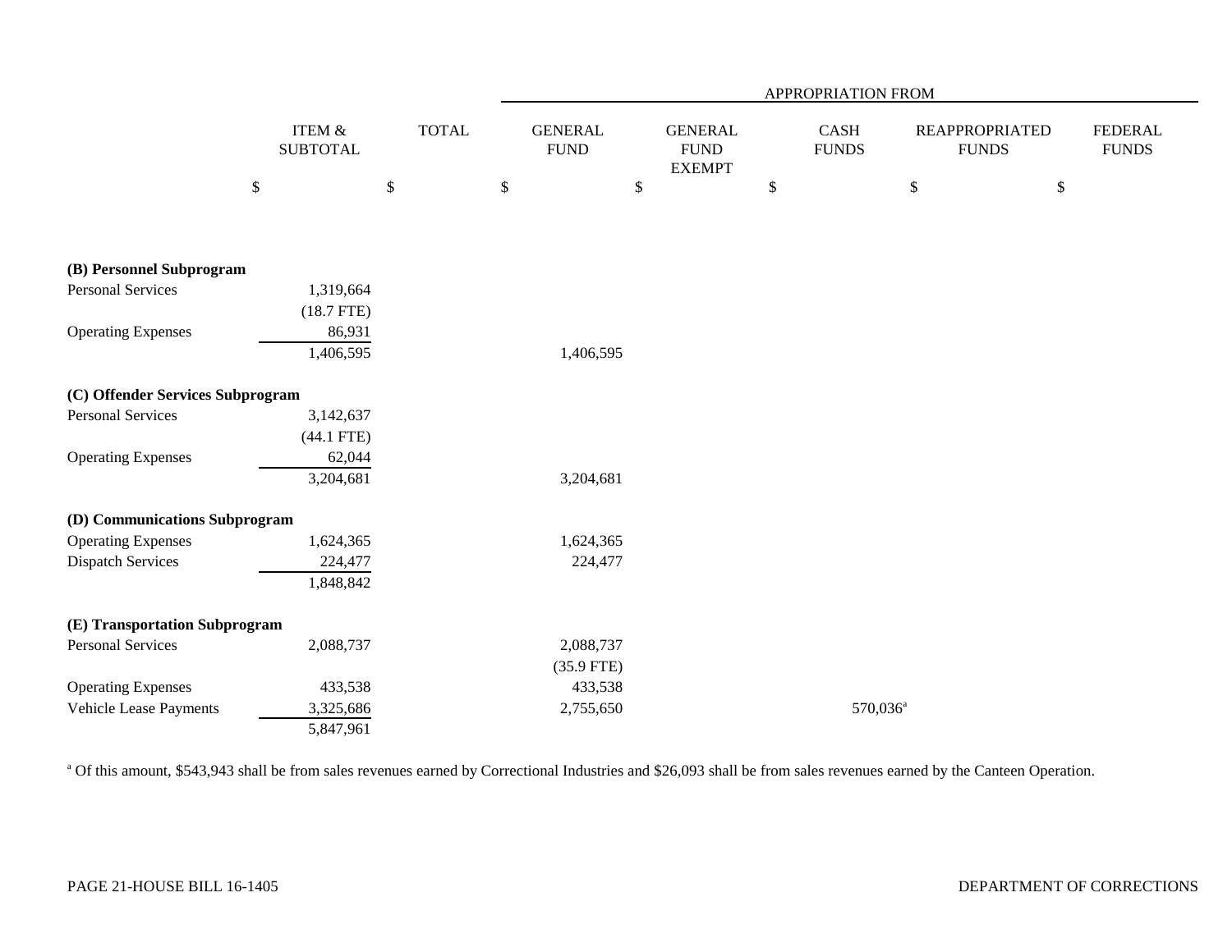| | ITEM & SUBTOTAL | TOTAL | APPROPRIATION FROM GENERAL FUND | GENERAL FUND EXEMPT | CASH FUNDS | REAPPROPRIATED FUNDS | FEDERAL FUNDS |
|---|---|---|---|---|---|---|---|
| | $ | $ | $ | $ | $ | $ | $ |
| **(B) Personnel Subprogram** | | | | | | | |
| Personal Services | 1,319,664 | | | | | | |
| | (18.7 FTE) | | | | | | |
| Operating Expenses | 86,931 | | | | | | |
| | 1,406,595 | | 1,406,595 | | | | |
| **(C) Offender Services Subprogram** | | | | | | | |
| Personal Services | 3,142,637 | | | | | | |
| | (44.1 FTE) | | | | | | |
| Operating Expenses | 62,044 | | | | | | |
| | 3,204,681 | | 3,204,681 | | | | |
| **(D) Communications Subprogram** | | | | | | | |
| Operating Expenses | 1,624,365 | | 1,624,365 | | | | |
| Dispatch Services | 224,477 | | 224,477 | | | | |
| | 1,848,842 | | | | | | |
| **(E) Transportation Subprogram** | | | | | | | |
| Personal Services | 2,088,737 | | 2,088,737 | | | | |
| | | | (35.9 FTE) | | | | |
| Operating Expenses | 433,538 | | 433,538 | | | | |
| Vehicle Lease Payments | 3,325,686 | | 2,755,650 | | 570,036[a] | | |
| | 5,847,961 | | | | | | |

[a] Of this amount, $543,943 shall be from sales revenues earned by Correctional Industries and $26,093 shall be from sales revenues earned by the Canteen Operation.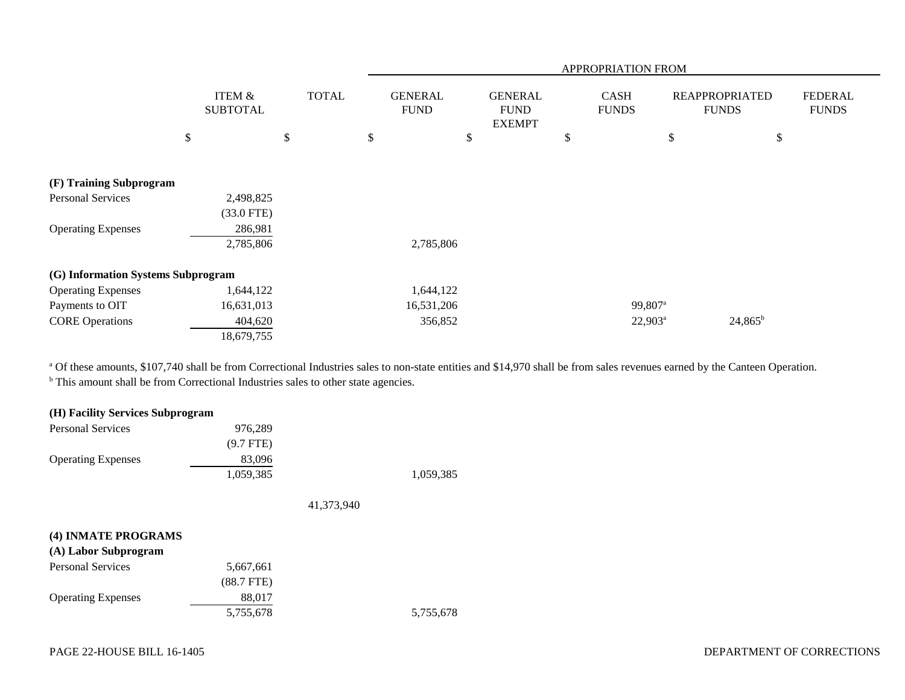| | ITEM & SUBTOTAL | TOTAL | APPROPRIATION FROM GENERAL FUND | GENERAL FUND EXEMPT | CASH FUNDS | REAPPROPRIATED FUNDS | FEDERAL FUNDS |
|---|---|---|---|---|---|---|---|
| | $ | $ | $ | $ | $ | $ | $ |
| **(F) Training Subprogram** | | | | | | | |
| Personal Services | 2,498,825 | | | | | | |
| | (33.0 FTE) | | | | | | |
| Operating Expenses | 286,981 | | | | | | |
| | 2,785,806 | | 2,785,806 | | | | |
| **(G) Information Systems Subprogram** | | | | | | | |
| Operating Expenses | 1,644,122 | | 1,644,122 | | | | |
| Payments to OIT | 16,631,013 | | 16,531,206 | | 99,807[a] | | |
| CORE Operations | 404,620 | | 356,852 | | 22,903[a] | 24,865[b] | |
| | 18,679,755 | | | | | | |

[a] Of these amounts, $107,740 shall be from Correctional Industries sales to non-state entities and $14,970 shall be from sales revenues earned by the Canteen Operation.
[b] This amount shall be from Correctional Industries sales to other state agencies.

| | ITEM & SUBTOTAL | TOTAL | GENERAL FUND | GENERAL FUND EXEMPT | CASH FUNDS | REAPPROPRIATED FUNDS | FEDERAL FUNDS |
|---|---|---|---|---|---|---|---|
| **(H) Facility Services Subprogram** | | | | | | | |
| Personal Services | 976,289 | | | | | | |
| | (9.7 FTE) | | | | | | |
| Operating Expenses | 83,096 | | | | | | |
| | 1,059,385 | | 1,059,385 | | | | |
| | | 41,373,940 | | | | | |
| **(4) INMATE PROGRAMS** | | | | | | | |
| **(A) Labor Subprogram** | | | | | | | |
| Personal Services | 5,667,661 | | | | | | |
| | (88.7 FTE) | | | | | | |
| Operating Expenses | 88,017 | | | | | | |
| | 5,755,678 | | 5,755,678 | | | | |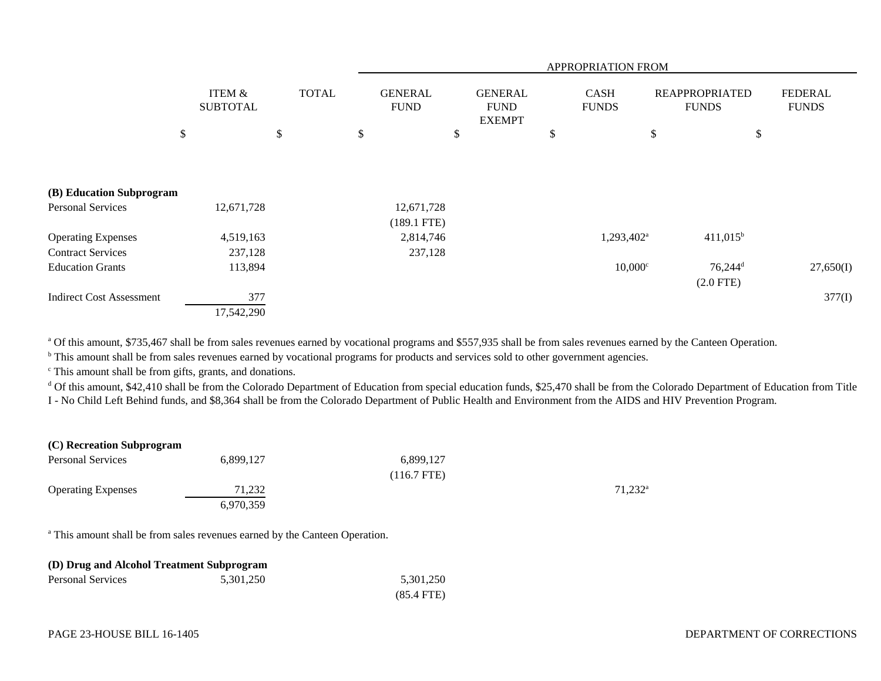| | ITEM & SUBTOTAL | TOTAL | APPROPRIATION FROM | | | | |
|---|---|---|---|---|---|---|---|
| | | | GENERAL FUND | GENERAL FUND EXEMPT | CASH FUNDS | REAPPROPRIATED FUNDS | FEDERAL FUNDS |
| | $ | $ | $ | $ | $ | $ | $ |
| **(B) Education Subprogram** | | | | | | | |
| Personal Services | 12,671,728 | | 12,671,728 (189.1 FTE) | | | | |
| Operating Expenses | 4,519,163 | | 2,814,746 | | 1,293,402[a] | 411,015[b] | |
| Contract Services | 237,128 | | 237,128 | | | | |
| Education Grants | 113,894 | | | | 10,000[c] | 76,244[d] (2.0 FTE) | 27,650(I) |
| Indirect Cost Assessment | 377 | | | | | | 377(I) |
| | 17,542,290 | | | | | | |

[a] Of this amount, $735,467 shall be from sales revenues earned by vocational programs and $557,935 shall be from sales revenues earned by the Canteen Operation.

[b] This amount shall be from sales revenues earned by vocational programs for products and services sold to other government agencies.

[c] This amount shall be from gifts, grants, and donations.

[d] Of this amount, $42,410 shall be from the Colorado Department of Education from special education funds, $25,470 shall be from the Colorado Department of Education from Title I - No Child Left Behind funds, and $8,364 shall be from the Colorado Department of Public Health and Environment from the AIDS and HIV Prevention Program.

| | ITEM & SUBTOTAL | TOTAL | GENERAL FUND | GENERAL FUND EXEMPT | CASH FUNDS | REAPPROPRIATED FUNDS | FEDERAL FUNDS |
|---|---|---|---|---|---|---|---|
| **(C) Recreation Subprogram** | | | | | | | |
| Personal Services | 6,899,127 | | 6,899,127 (116.7 FTE) | | | | |
| Operating Expenses | 71,232 | | | | 71,232[a] | | |
| | 6,970,359 | | | | | | |

[a] This amount shall be from sales revenues earned by the Canteen Operation.

| | ITEM & SUBTOTAL | TOTAL | GENERAL FUND | GENERAL FUND EXEMPT | CASH FUNDS | REAPPROPRIATED FUNDS | FEDERAL FUNDS |
|---|---|---|---|---|---|---|---|
| **(D) Drug and Alcohol Treatment Subprogram** | | | | | | | |
| Personal Services | 5,301,250 | | 5,301,250 (85.4 FTE) | | | | |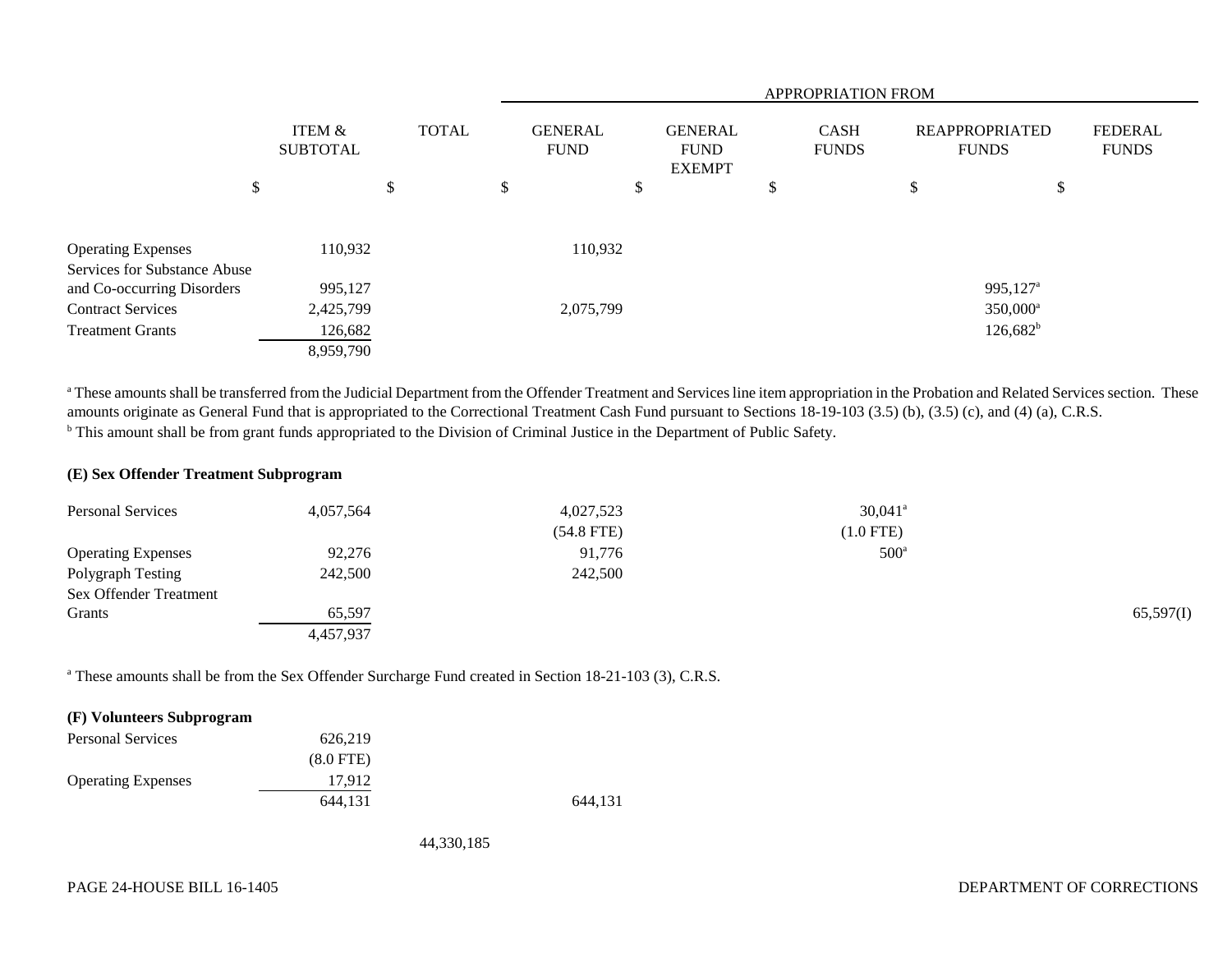| | ITEM & SUBTOTAL | TOTAL | APPROPRIATION FROM GENERAL FUND | GENERAL FUND EXEMPT | CASH FUNDS | REAPPROPRIATED FUNDS | FEDERAL FUNDS |
|---|---|---|---|---|---|---|---|
| | $ | $ | $ | $ | $ | $ | $ |
| Operating Expenses | 110,932 | | 110,932 | | | | |
| Services for Substance Abuse and Co-occurring Disorders | 995,127 | | | | | 995,127[a] | |
| Contract Services | 2,425,799 | | 2,075,799 | | | 350,000[a] | |
| Treatment Grants | 126,682 | | | | | 126,682[b] | |
| | 8,959,790 | | | | | | |

[a] These amounts shall be transferred from the Judicial Department from the Offender Treatment and Services line item appropriation in the Probation and Related Services section. These amounts originate as General Fund that is appropriated to the Correctional Treatment Cash Fund pursuant to Sections 18-19-103 (3.5) (b), (3.5) (c), and (4) (a), C.R.S.
[b] This amount shall be from grant funds appropriated to the Division of Criminal Justice in the Department of Public Safety.

**(E) Sex Offender Treatment Subprogram**

| | ITEM & SUBTOTAL | TOTAL | GENERAL FUND | GENERAL FUND EXEMPT | CASH FUNDS | REAPPROPRIATED FUNDS | FEDERAL FUNDS |
|---|---|---|---|---|---|---|---|
| Personal Services | 4,057,564 | | 4,027,523 (54.8 FTE) | | 30,041[a] (1.0 FTE) | | |
| Operating Expenses | 92,276 | | 91,776 | | 500[a] | | |
| Polygraph Testing | 242,500 | | 242,500 | | | | |
| Sex Offender Treatment Grants | 65,597 | | | | | | 65,597(I) |
| | 4,457,937 | | | | | | |

[a] These amounts shall be from the Sex Offender Surcharge Fund created in Section 18-21-103 (3), C.R.S.

**(F) Volunteers Subprogram**

| | ITEM & SUBTOTAL | TOTAL | GENERAL FUND | GENERAL FUND EXEMPT | CASH FUNDS | REAPPROPRIATED FUNDS | FEDERAL FUNDS |
|---|---|---|---|---|---|---|---|
| Personal Services | 626,219 (8.0 FTE) | | | | | | |
| Operating Expenses | 17,912 | | | | | | |
| | 644,131 | | 644,131 | | | | |
| | | 44,330,185 | | | | | |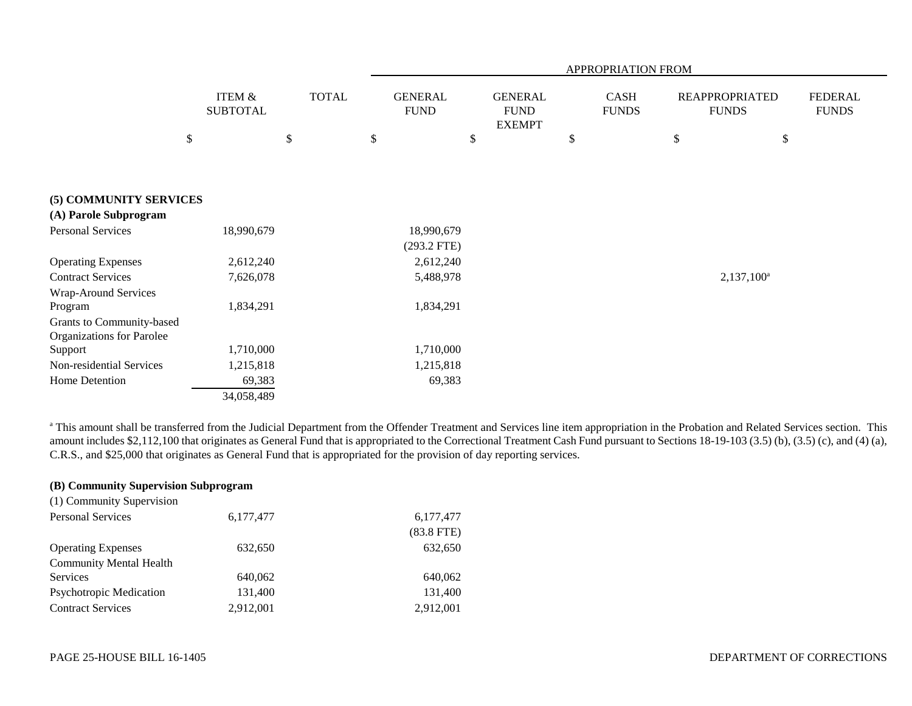| | ITEM & SUBTOTAL | TOTAL | APPROPRIATION FROM GENERAL FUND | GENERAL FUND EXEMPT | CASH FUNDS | REAPPROPRIATED FUNDS | FEDERAL FUNDS |
|---|---|---|---|---|---|---|---|
| | $ | $ | $ | $ | $ | $ | $ |
| **(5) COMMUNITY SERVICES** | | | | | | | |
| **(A) Parole Subprogram** | | | | | | | |
| Personal Services | 18,990,679 | | 18,990,679 (293.2 FTE) | | | | |
| Operating Expenses | 2,612,240 | | 2,612,240 | | | | |
| Contract Services | 7,626,078 | | 5,488,978 | | | 2,137,100[a] | |
| Wrap-Around Services Program | 1,834,291 | | 1,834,291 | | | | |
| Grants to Community-based Organizations for Parolee Support | 1,710,000 | | 1,710,000 | | | | |
| Non-residential Services | 1,215,818 | | 1,215,818 | | | | |
| Home Detention | 69,383 | | 69,383 | | | | |
| | 34,058,489 | | | | | | |

[a] This amount shall be transferred from the Judicial Department from the Offender Treatment and Services line item appropriation in the Probation and Related Services section. This amount includes $2,112,100 that originates as General Fund that is appropriated to the Correctional Treatment Cash Fund pursuant to Sections 18-19-103 (3.5) (b), (3.5) (c), and (4) (a), C.R.S., and $25,000 that originates as General Fund that is appropriated for the provision of day reporting services.

| | ITEM & SUBTOTAL | TOTAL | GENERAL FUND | GENERAL FUND EXEMPT | CASH FUNDS | REAPPROPRIATED FUNDS | FEDERAL FUNDS |
|---|---|---|---|---|---|---|---|
| **(B) Community Supervision Subprogram** | | | | | | | |
| (1) Community Supervision | | | | | | | |
| Personal Services | 6,177,477 | | 6,177,477 (83.8 FTE) | | | | |
| Operating Expenses | 632,650 | | 632,650 | | | | |
| Community Mental Health Services | 640,062 | | 640,062 | | | | |
| Psychotropic Medication | 131,400 | | 131,400 | | | | |
| Contract Services | 2,912,001 | | 2,912,001 | | | | |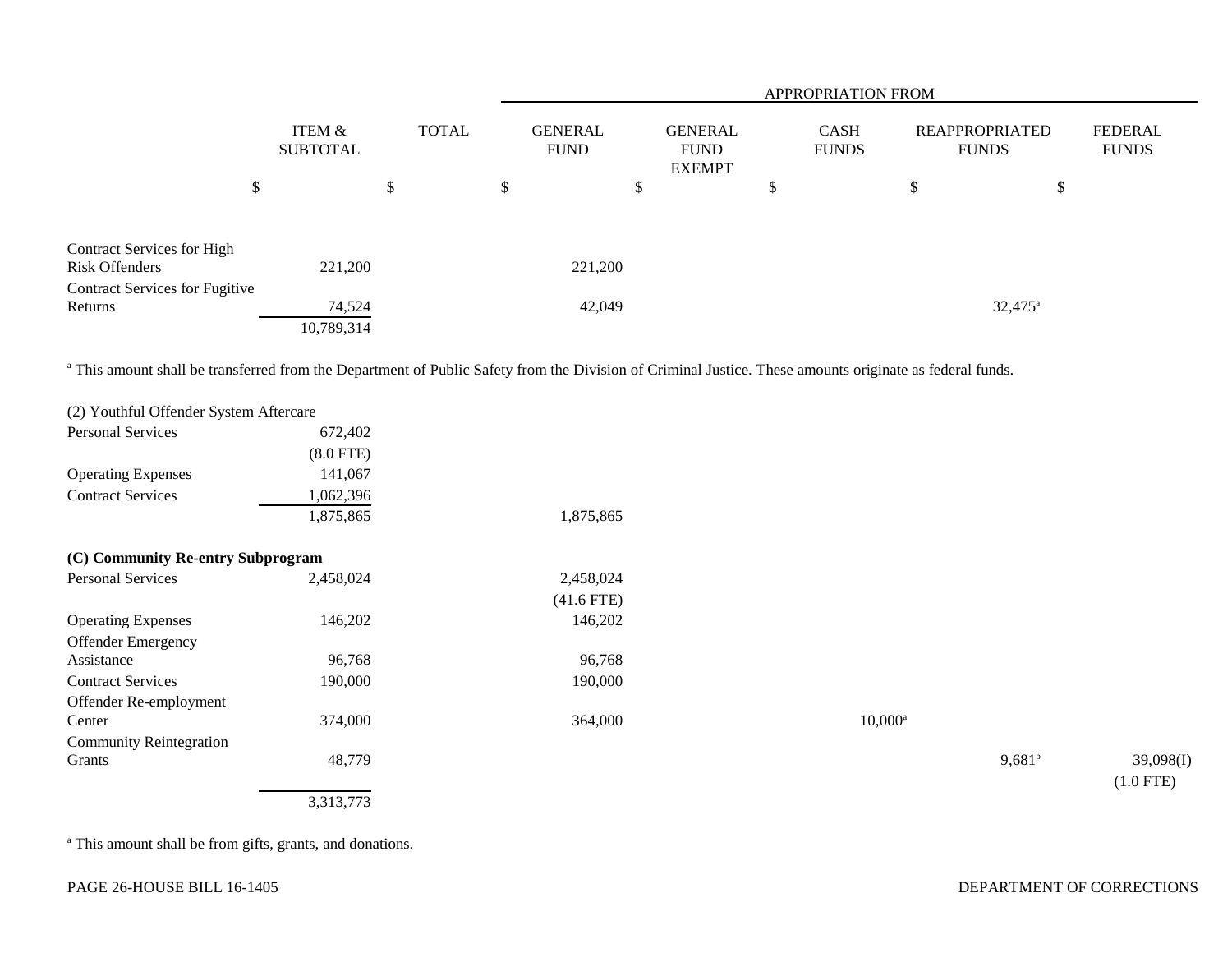| | ITEM & SUBTOTAL | TOTAL | APPROPRIATION FROM GENERAL FUND | GENERAL FUND EXEMPT | CASH FUNDS | REAPPROPRIATED FUNDS | FEDERAL FUNDS |
|---|---|---|---|---|---|---|---|
| | $ | $ | $ | $ | $ | $ | $ |
| Contract Services for High Risk Offenders | 221,200 | | 221,200 | | | | |
| Contract Services for Fugitive Returns | 74,524 | | 42,049 | | | 32,475[a] | |
| | 10,789,314 | | | | | | |

[a] This amount shall be transferred from the Department of Public Safety from the Division of Criminal Justice. These amounts originate as federal funds.

| | ITEM & SUBTOTAL | TOTAL | GENERAL FUND | GENERAL FUND EXEMPT | CASH FUNDS | REAPPROPRIATED FUNDS | FEDERAL FUNDS |
|---|---|---|---|---|---|---|---|
| (2) Youthful Offender System Aftercare | | | | | | | |
| Personal Services | 672,402 | | | | | | |
| | (8.0 FTE) | | | | | | |
| Operating Expenses | 141,067 | | | | | | |
| Contract Services | 1,062,396 | | | | | | |
| | 1,875,865 | | 1,875,865 | | | | |
| **(C) Community Re-entry Subprogram** | | | | | | | |
| Personal Services | 2,458,024 | | 2,458,024 | | | | |
| | | | (41.6 FTE) | | | | |
| Operating Expenses | 146,202 | | 146,202 | | | | |
| Offender Emergency Assistance | 96,768 | | 96,768 | | | | |
| Contract Services | 190,000 | | 190,000 | | | | |
| Offender Re-employment Center | 374,000 | | 364,000 | | 10,000[a] | | |
| Community Reintegration Grants | 48,779 | | | | | 9,681[b] | 39,098(I) |
| | | | | | | | (1.0 FTE) |
| | 3,313,773 | | | | | | |

[a] This amount shall be from gifts, grants, and donations.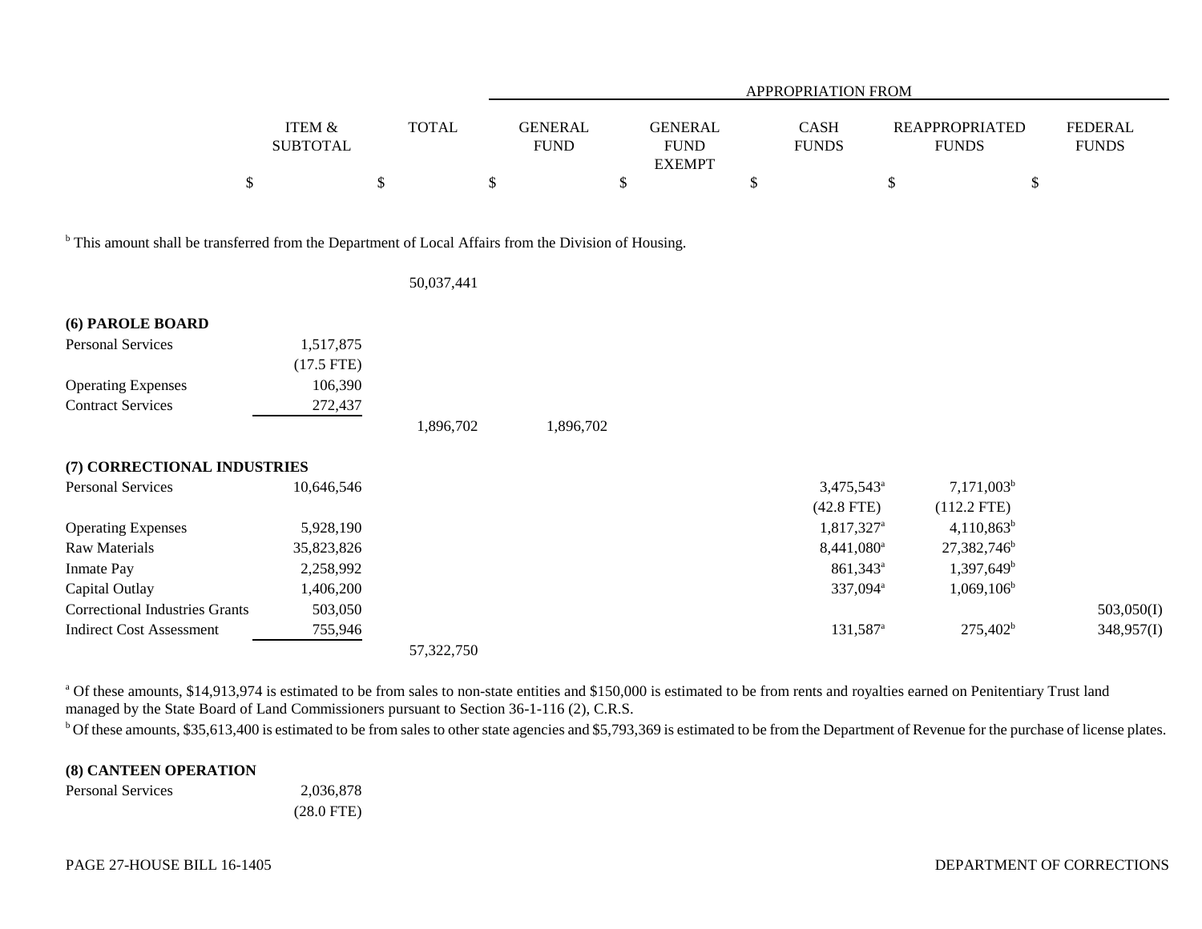| | ITEM & SUBTOTAL | TOTAL | GENERAL FUND | GENERAL FUND EXEMPT | CASH FUNDS | REAPPROPRIATED FUNDS | FEDERAL FUNDS |
|---|---|---|---|---|---|---|---|
| | | | APPROPRIATION FROM | | | | |
| | $ | $ | $ | $ | $ | $ | $ |

[b] This amount shall be transferred from the Department of Local Affairs from the Division of Housing.

| | ITEM & SUBTOTAL | TOTAL | GENERAL FUND | GENERAL FUND EXEMPT | CASH FUNDS | REAPPROPRIATED FUNDS | FEDERAL FUNDS |
|---|---|---|---|---|---|---|---|
| | | 50,037,441 | | | | | |
| **(6) PAROLE BOARD** | | | | | | | |
| Personal Services | 1,517,875 | | | | | | |
| | (17.5 FTE) | | | | | | |
| Operating Expenses | 106,390 | | | | | | |
| Contract Services | 272,437 | | | | | | |
| | | 1,896,702 | 1,896,702 | | | | |
| **(7) CORRECTIONAL INDUSTRIES** | | | | | | | |
| Personal Services | 10,646,546 | | | | 3,475,543[a] | 7,171,003[b] | |
| | | | | | (42.8 FTE) | (112.2 FTE) | |
| Operating Expenses | 5,928,190 | | | | 1,817,327[a] | 4,110,863[b] | |
| Raw Materials | 35,823,826 | | | | 8,441,080[a] | 27,382,746[b] | |
| Inmate Pay | 2,258,992 | | | | 861,343[a] | 1,397,649[b] | |
| Capital Outlay | 1,406,200 | | | | 337,094[a] | 1,069,106[b] | |
| Correctional Industries Grants | 503,050 | | | | | | 503,050(I) |
| Indirect Cost Assessment | 755,946 | | | | 131,587[a] | 275,402[b] | 348,957(I) |
| | | 57,322,750 | | | | | |

[a] Of these amounts, $14,913,974 is estimated to be from sales to non-state entities and $150,000 is estimated to be from rents and royalties earned on Penitentiary Trust land managed by the State Board of Land Commissioners pursuant to Section 36-1-116 (2), C.R.S.

[b] Of these amounts, $35,613,400 is estimated to be from sales to other state agencies and $5,793,369 is estimated to be from the Department of Revenue for the purchase of license plates.

| | ITEM & SUBTOTAL | TOTAL | GENERAL FUND | GENERAL FUND EXEMPT | CASH FUNDS | REAPPROPRIATED FUNDS | FEDERAL FUNDS |
|---|---|---|---|---|---|---|---|
| **(8) CANTEEN OPERATION** | | | | | | | |
| Personal Services | 2,036,878 | | | | | | |
| | (28.0 FTE) | | | | | | |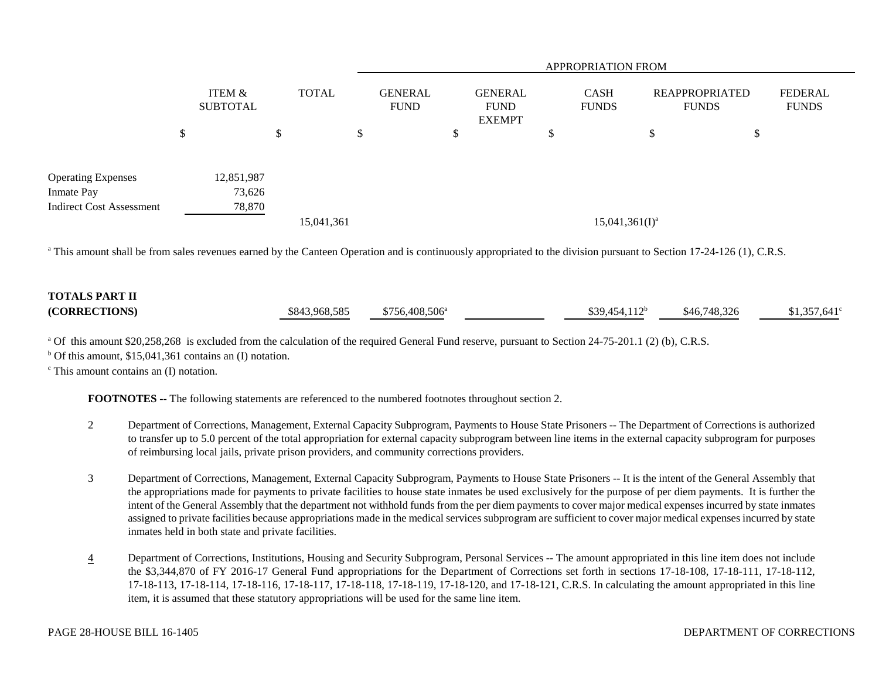| | ITEM & SUBTOTAL | TOTAL | APPROPRIATION FROM | | | | |
|---|---|---|---|---|---|---|---|
| | | | GENERAL FUND | GENERAL FUND EXEMPT | CASH FUNDS | REAPPROPRIATED FUNDS | FEDERAL FUNDS |
| | $ | $ | $ | $ | $ | $ | $ |
| Operating Expenses | 12,851,987 | | | | | | |
| Inmate Pay | 73,626 | | | | | | |
| Indirect Cost Assessment | 78,870 | | | | | | |
| | | 15,041,361 | | | 15,041,361(I)[a] | | |

[a] This amount shall be from sales revenues earned by the Canteen Operation and is continuously appropriated to the division pursuant to Section 17-24-126 (1), C.R.S.

| | ITEM & SUBTOTAL | TOTAL | GENERAL FUND | GENERAL FUND EXEMPT | CASH FUNDS | REAPPROPRIATED FUNDS | FEDERAL FUNDS |
|---|---|---|---|---|---|---|---|
| **TOTALS PART II (CORRECTIONS)** | | $843,968,585 | $756,408,506[a] | | $39,454,112[b] | $46,748,326 | $1,357,641[c] |

[a] Of this amount $20,258,268 is excluded from the calculation of the required General Fund reserve, pursuant to Section 24-75-201.1 (2) (b), C.R.S.

[b] Of this amount, $15,041,361 contains an (I) notation.

[c] This amount contains an (I) notation.

**FOOTNOTES** -- The following statements are referenced to the numbered footnotes throughout section 2.

2 Department of Corrections, Management, External Capacity Subprogram, Payments to House State Prisoners -- The Department of Corrections is authorized to transfer up to 5.0 percent of the total appropriation for external capacity subprogram between line items in the external capacity subprogram for purposes of reimbursing local jails, private prison providers, and community corrections providers.

3 Department of Corrections, Management, External Capacity Subprogram, Payments to House State Prisoners -- It is the intent of the General Assembly that the appropriations made for payments to private facilities to house state inmates be used exclusively for the purpose of per diem payments. It is further the intent of the General Assembly that the department not withhold funds from the per diem payments to cover major medical expenses incurred by state inmates assigned to private facilities because appropriations made in the medical services subprogram are sufficient to cover major medical expenses incurred by state inmates held in both state and private facilities.

4 Department of Corrections, Institutions, Housing and Security Subprogram, Personal Services -- The amount appropriated in this line item does not include the $3,344,870 of FY 2016-17 General Fund appropriations for the Department of Corrections set forth in sections 17-18-108, 17-18-111, 17-18-112, 17-18-113, 17-18-114, 17-18-116, 17-18-117, 17-18-118, 17-18-119, 17-18-120, and 17-18-121, C.R.S. In calculating the amount appropriated in this line item, it is assumed that these statutory appropriations will be used for the same line item.